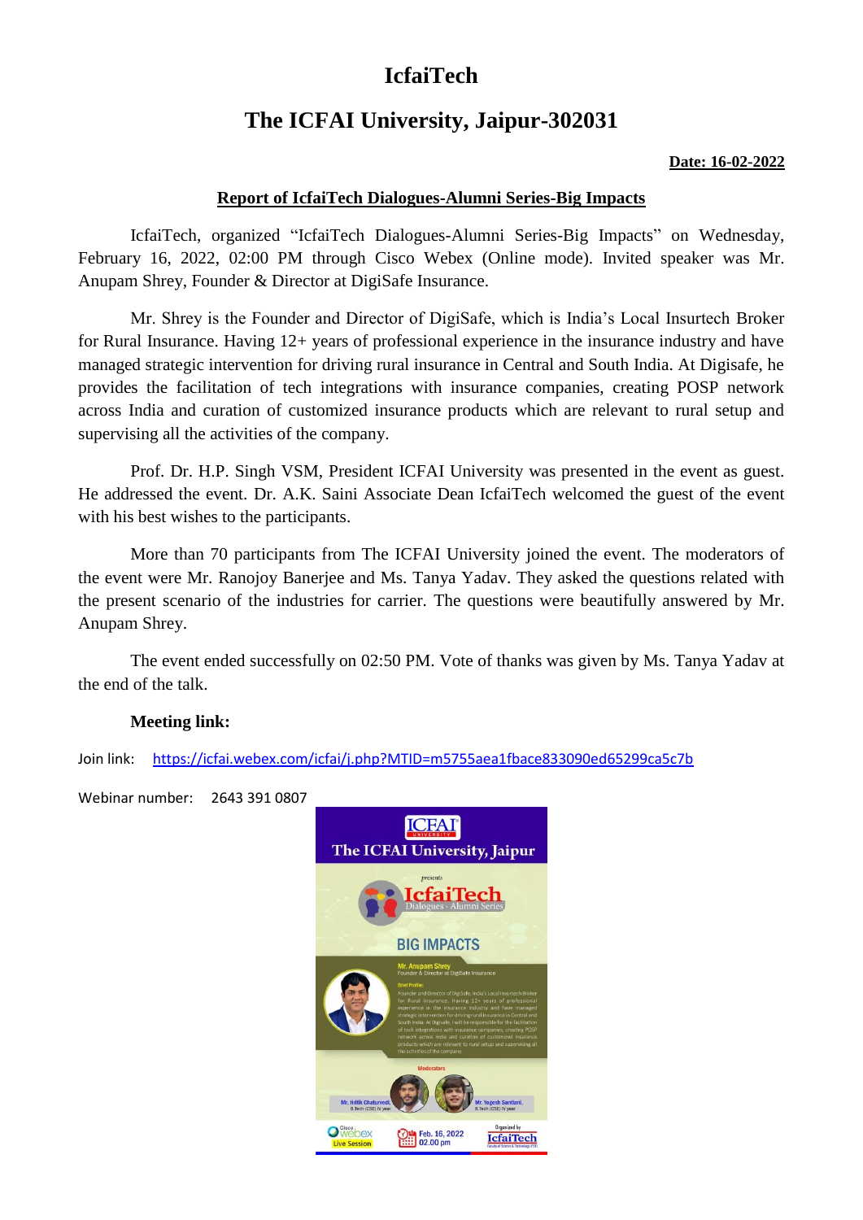# IcfaiTech

## The ICFAI University, Jaipur-302031

**Date: 16-02-2022**

### Report of IcfaiTech Dialogues-Alumni Series-Big Impacts

IcfaiTech, organized "IcfaiTech Dialogues-Alumni Series-Big Impacts" on Wednesday, February 16, 2022, 02:00 PM through Cisco Webex (Online mode). Invited speaker was Mr. Anupam Shrey, Founder & Director at DigiSafe Insurance.

Mr. Shrey is the Founder and Director of DigiSafe, which is India's Local Insurtech Broker for Rural Insurance. Having 12+ years of professional experience in the insurance industry and have managed strategic intervention for driving rural insurance in Central and South India. At Digisafe, he provides the facilitation of tech integrations with insurance companies, creating POSP network across India and curation of customized insurance products which are relevant to rural setup and supervising all the activities of the company.

Prof. Dr. H.P. Singh VSM, President ICFAI University was presented in the event as guest. He addressed the event. Dr. A.K. Saini Associate Dean IcfaiTech welcomed the guest of the event with his best wishes to the participants.

More than 70 participants from The ICFAI University joined the event. The moderators of the event were Mr. Ranojoy Banerjee and Ms. Tanya Yadav. They asked the questions related with the present scenario of the industries for carrier. The questions were beautifully answered by Mr. Anupam Shrey.

The event ended successfully on 02:50 PM. Vote of thanks was given by Ms. Tanya Yadav at the end of the talk.

**Meeting link:**

Join link: https://icfai.webex.com/icfai/j.php?MTID=m5755aea1fbace833090ed65299ca5c7b

Webinar number: 2643 391 0807